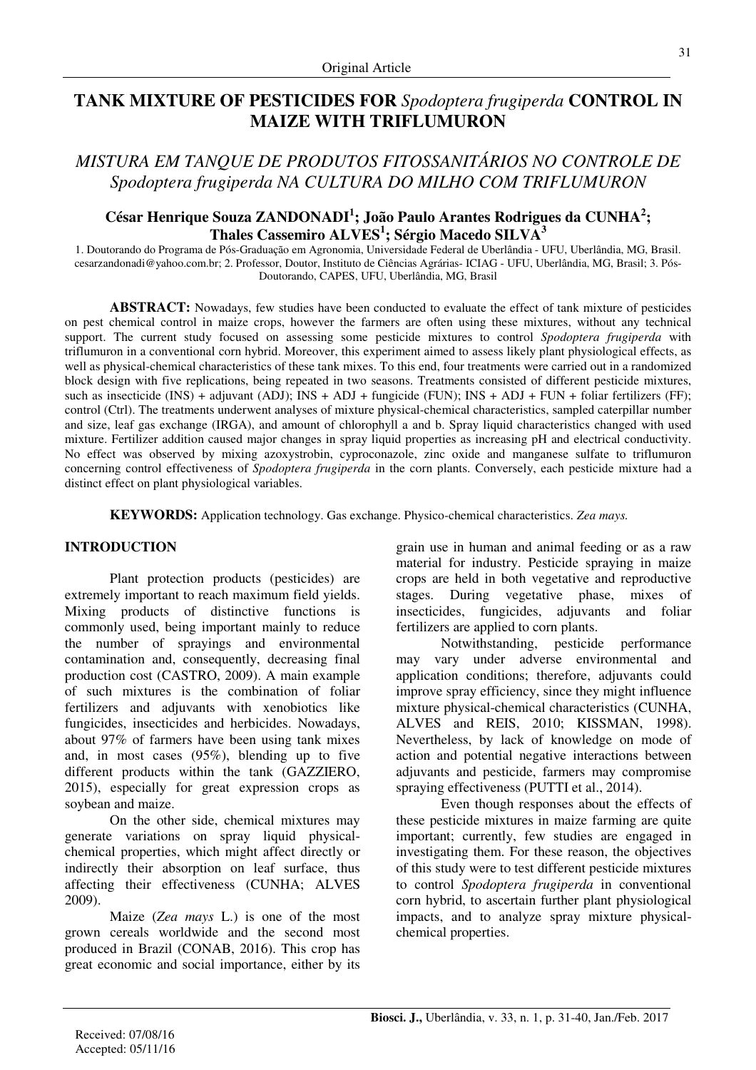Original Article

# TANK MIXTURE OF PESTICIDES FOR *Spodoptera frugiperda* CONTROL IN MAIZE WITH TRIFLUMURON

## *MISTURA EM TANQUE DE PRODUTOS FITOSSANITÁRIOS NO CONTROLE DE Spodoptera frugiperda NA CULTURA DO MILHO COM TRIFLUMURON*

**César Henrique Souza ZANDONADI[1]; João Paulo Arantes Rodrigues da CUNHA[2]; Thales Cassemiro ALVES[1]; Sérgio Macedo SILVA[3]**

1. Doutorando do Programa de Pós-Graduação em Agronomia, Universidade Federal de Uberlândia - UFU, Uberlândia, MG, Brasil. cesarzandonadi@yahoo.com.br; 2. Professor, Doutor, Instituto de Ciências Agrárias- ICIAG - UFU, Uberlândia, MG, Brasil; 3. Pós-Doutorando, CAPES, UFU, Uberlândia, MG, Brasil

**ABSTRACT:** Nowadays, few studies have been conducted to evaluate the effect of tank mixture of pesticides on pest chemical control in maize crops, however the farmers are often using these mixtures, without any technical support. The current study focused on assessing some pesticide mixtures to control *Spodoptera frugiperda* with triflumuron in a conventional corn hybrid. Moreover, this experiment aimed to assess likely plant physiological effects, as well as physical-chemical characteristics of these tank mixes. To this end, four treatments were carried out in a randomized block design with five replications, being repeated in two seasons. Treatments consisted of different pesticide mixtures, such as insecticide (INS) + adjuvant (ADJ); INS + ADJ + fungicide (FUN); INS + ADJ + FUN + foliar fertilizers (FF); control (Ctrl). The treatments underwent analyses of mixture physical-chemical characteristics, sampled caterpillar number and size, leaf gas exchange (IRGA), and amount of chlorophyll a and b. Spray liquid characteristics changed with used mixture. Fertilizer addition caused major changes in spray liquid properties as increasing pH and electrical conductivity. No effect was observed by mixing azoxystrobin, cyproconazole, zinc oxide and manganese sulfate to triflumuron concerning control effectiveness of *Spodoptera frugiperda* in the corn plants. Conversely, each pesticide mixture had a distinct effect on plant physiological variables.

**KEYWORDS:** Application technology. Gas exchange. Physico-chemical characteristics. *Zea mays.*

## INTRODUCTION

Plant protection products (pesticides) are extremely important to reach maximum field yields. Mixing products of distinctive functions is commonly used, being important mainly to reduce the number of sprayings and environmental contamination and, consequently, decreasing final production cost (CASTRO, 2009). A main example of such mixtures is the combination of foliar fertilizers and adjuvants with xenobiotics like fungicides, insecticides and herbicides. Nowadays, about 97% of farmers have been using tank mixes and, in most cases (95%), blending up to five different products within the tank (GAZZIERO, 2015), especially for great expression crops as soybean and maize.

On the other side, chemical mixtures may generate variations on spray liquid physical-chemical properties, which might affect directly or indirectly their absorption on leaf surface, thus affecting their effectiveness (CUNHA; ALVES 2009).

Maize (*Zea mays* L.) is one of the most grown cereals worldwide and the second most produced in Brazil (CONAB, 2016). This crop has great economic and social importance, either by its grain use in human and animal feeding or as a raw material for industry. Pesticide spraying in maize crops are held in both vegetative and reproductive stages. During vegetative phase, mixes of insecticides, fungicides, adjuvants and foliar fertilizers are applied to corn plants.

Notwithstanding, pesticide performance may vary under adverse environmental and application conditions; therefore, adjuvants could improve spray efficiency, since they might influence mixture physical-chemical characteristics (CUNHA, ALVES and REIS, 2010; KISSMAN, 1998). Nevertheless, by lack of knowledge on mode of action and potential negative interactions between adjuvants and pesticide, farmers may compromise spraying effectiveness (PUTTI et al., 2014).

Even though responses about the effects of these pesticide mixtures in maize farming are quite important; currently, few studies are engaged in investigating them. For these reason, the objectives of this study were to test different pesticide mixtures to control *Spodoptera frugiperda* in conventional corn hybrid, to ascertain further plant physiological impacts, and to analyze spray mixture physical-chemical properties.

Received: 07/08/16
Accepted: 05/11/16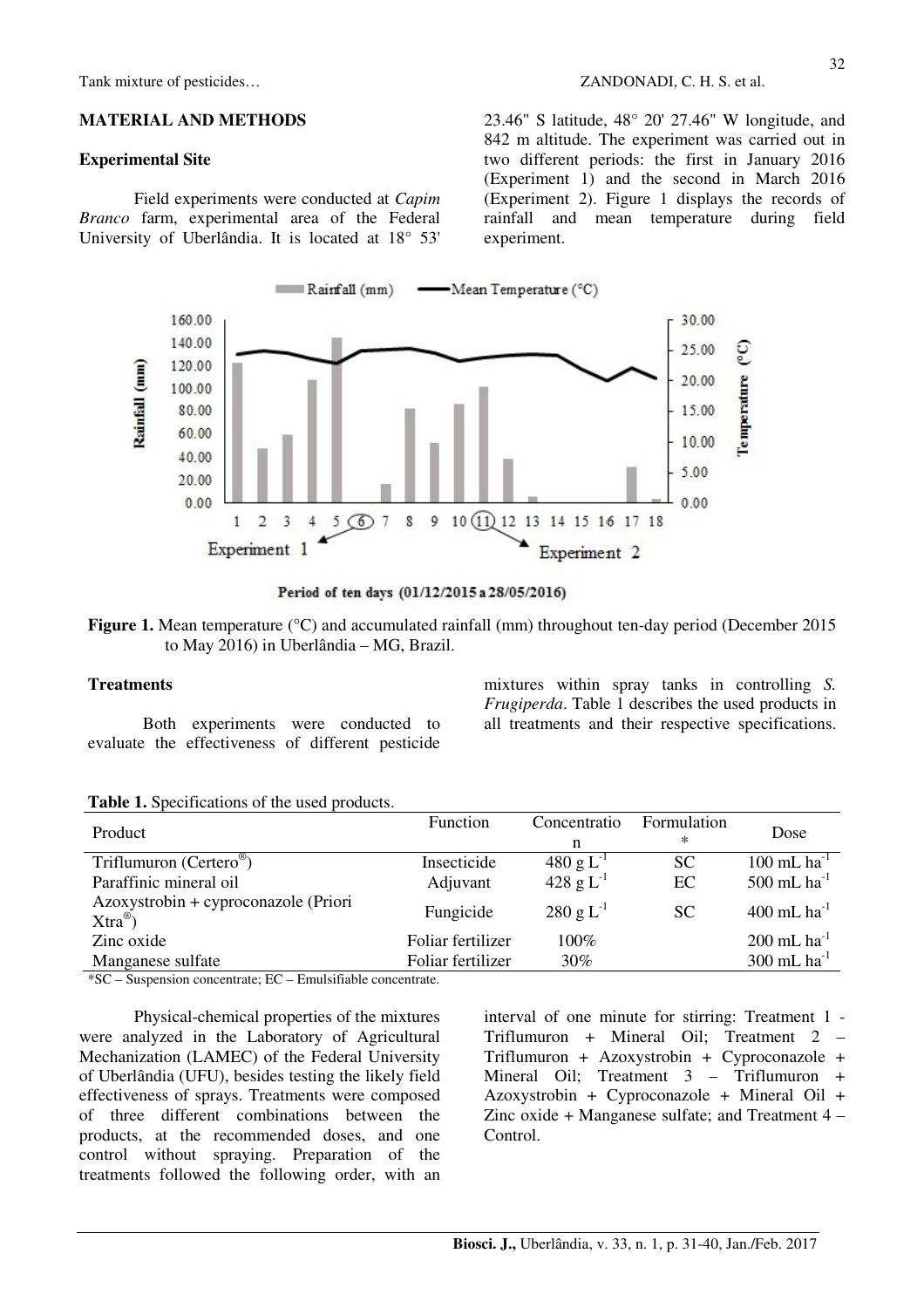## MATERIAL AND METHODS

### Experimental Site

Field experiments were conducted at *Capim Branco* farm, experimental area of the Federal University of Uberlândia. It is located at 18° 53' 23.46" S latitude, 48° 20' 27.46" W longitude, and 842 m altitude. The experiment was carried out in two different periods: the first in January 2016 (Experiment 1) and the second in March 2016 (Experiment 2). Figure 1 displays the records of rainfall and mean temperature during field experiment.

**Figure 1.** Mean temperature (°C) and accumulated rainfall (mm) throughout ten-day period (December 2015 to May 2016) in Uberlândia – MG, Brazil.

### Treatments

Both experiments were conducted to evaluate the effectiveness of different pesticide mixtures within spray tanks in controlling *S. Frugiperda*. Table 1 describes the used products in all treatments and their respective specifications.

**Table 1.** Specifications of the used products.

| Product | Function | Concentration | Formulation* | Dose |
|---|---|---|---|---|
| Triflumuron (Certero®) | Insecticide | 480 g L$^{-1}$ | SC | 100 mL ha$^{-1}$ |
| Paraffinic mineral oil | Adjuvant | 428 g L$^{-1}$ | EC | 500 mL ha$^{-1}$ |
| Azoxystrobin + cyproconazole (Priori Xtra®) | Fungicide | 280 g L$^{-1}$ | SC | 400 mL ha$^{-1}$ |
| Zinc oxide | Foliar fertilizer | 100% | | 200 mL ha$^{-1}$ |
| Manganese sulfate | Foliar fertilizer | 30% | | 300 mL ha$^{-1}$ |

*SC – Suspension concentrate; EC – Emulsifiable concentrate.

Physical-chemical properties of the mixtures were analyzed in the Laboratory of Agricultural Mechanization (LAMEC) of the Federal University of Uberlândia (UFU), besides testing the likely field effectiveness of sprays. Treatments were composed of three different combinations between the products, at the recommended doses, and one control without spraying. Preparation of the treatments followed the following order, with an interval of one minute for stirring: Treatment 1 - Triflumuron + Mineral Oil; Treatment 2 – Triflumuron + Azoxystrobin + Cyproconazole + Mineral Oil; Treatment 3 – Triflumuron + Azoxystrobin + Cyproconazole + Mineral Oil + Zinc oxide + Manganese sulfate; and Treatment 4 – Control.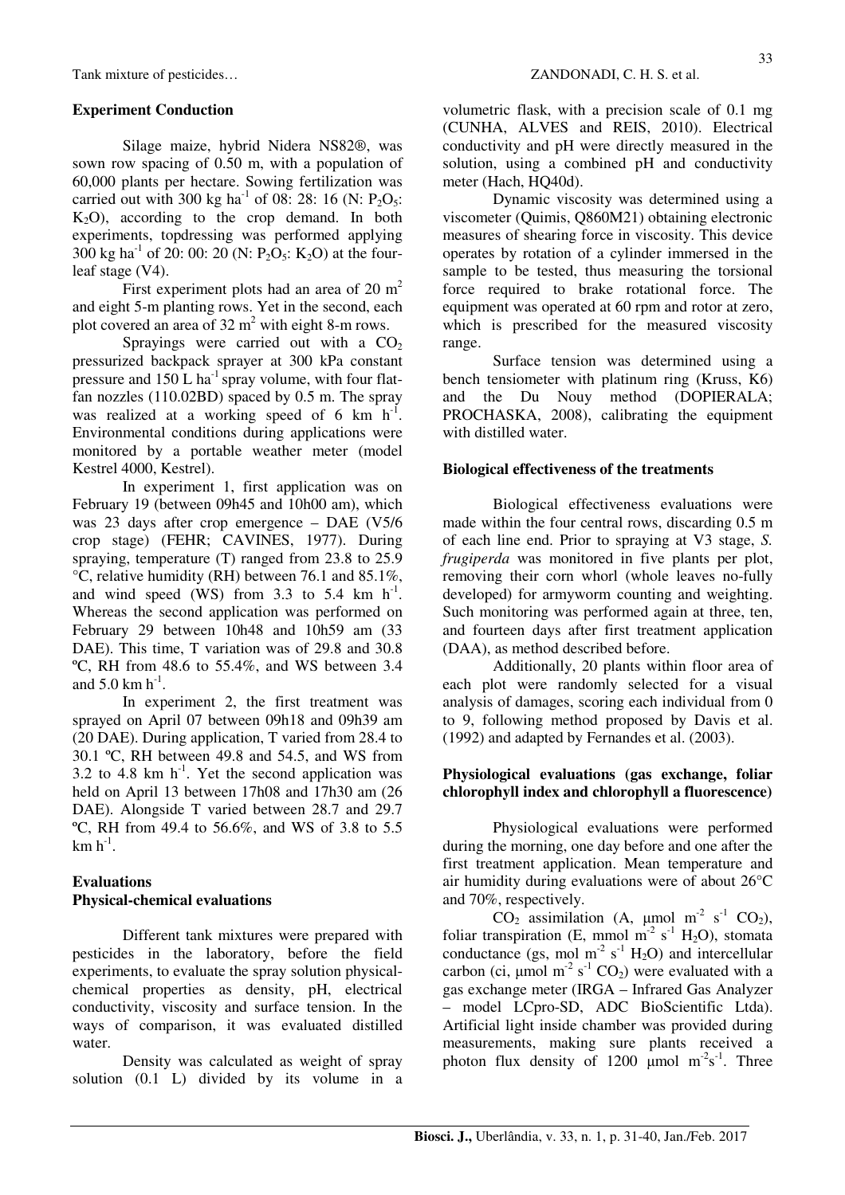### Experiment Conduction

Silage maize, hybrid Nidera NS82®, was sown row spacing of 0.50 m, with a population of 60,000 plants per hectare. Sowing fertilization was carried out with 300 kg ha$^{-1}$ of 08: 28: 16 (N: $P_2O_5$: $K_2O$), according to the crop demand. In both experiments, topdressing was performed applying 300 kg ha$^{-1}$ of 20: 00: 20 (N: $P_2O_5$: $K_2O$) at the four-leaf stage (V4).

First experiment plots had an area of 20 m$^2$ and eight 5-m planting rows. Yet in the second, each plot covered an area of 32 m$^2$ with eight 8-m rows.

Sprayings were carried out with a $CO_2$ pressurized backpack sprayer at 300 kPa constant pressure and 150 L ha$^{-1}$ spray volume, with four flat-fan nozzles (110.02BD) spaced by 0.5 m. The spray was realized at a working speed of 6 km h$^{-1}$. Environmental conditions during applications were monitored by a portable weather meter (model Kestrel 4000, Kestrel).

In experiment 1, first application was on February 19 (between 09h45 and 10h00 am), which was 23 days after crop emergence – DAE (V5/6 crop stage) (FEHR; CAVINES, 1977). During spraying, temperature (T) ranged from 23.8 to 25.9 °C, relative humidity (RH) between 76.1 and 85.1%, and wind speed (WS) from 3.3 to 5.4 km h$^{-1}$. Whereas the second application was performed on February 29 between 10h48 and 10h59 am (33 DAE). This time, T variation was of 29.8 and 30.8 ºC, RH from 48.6 to 55.4%, and WS between 3.4 and 5.0 km h$^{-1}$.

In experiment 2, the first treatment was sprayed on April 07 between 09h18 and 09h39 am (20 DAE). During application, T varied from 28.4 to 30.1 ºC, RH between 49.8 and 54.5, and WS from 3.2 to 4.8 km h$^{-1}$. Yet the second application was held on April 13 between 17h08 and 17h30 am (26 DAE). Alongside T varied between 28.7 and 29.7 ºC, RH from 49.4 to 56.6%, and WS of 3.8 to 5.5 km h$^{-1}$.

### Evaluations

### Physical-chemical evaluations

Different tank mixtures were prepared with pesticides in the laboratory, before the field experiments, to evaluate the spray solution physical-chemical properties as density, pH, electrical conductivity, viscosity and surface tension. In the ways of comparison, it was evaluated distilled water.

Density was calculated as weight of spray solution (0.1 L) divided by its volume in a volumetric flask, with a precision scale of 0.1 mg (CUNHA, ALVES and REIS, 2010). Electrical conductivity and pH were directly measured in the solution, using a combined pH and conductivity meter (Hach, HQ40d).

Dynamic viscosity was determined using a viscometer (Quimis, Q860M21) obtaining electronic measures of shearing force in viscosity. This device operates by rotation of a cylinder immersed in the sample to be tested, thus measuring the torsional force required to brake rotational force. The equipment was operated at 60 rpm and rotor at zero, which is prescribed for the measured viscosity range.

Surface tension was determined using a bench tensiometer with platinum ring (Kruss, K6) and the Du Nouy method (DOPIERALA; PROCHASKA, 2008), calibrating the equipment with distilled water.

### Biological effectiveness of the treatments

Biological effectiveness evaluations were made within the four central rows, discarding 0.5 m of each line end. Prior to spraying at V3 stage, *S. frugiperda* was monitored in five plants per plot, removing their corn whorl (whole leaves no-fully developed) for armyworm counting and weighting. Such monitoring was performed again at three, ten, and fourteen days after first treatment application (DAA), as method described before.

Additionally, 20 plants within floor area of each plot were randomly selected for a visual analysis of damages, scoring each individual from 0 to 9, following method proposed by Davis et al. (1992) and adapted by Fernandes et al. (2003).

### Physiological evaluations (gas exchange, foliar chlorophyll index and chlorophyll a fluorescence)

Physiological evaluations were performed during the morning, one day before and one after the first treatment application. Mean temperature and air humidity during evaluations were of about 26°C and 70%, respectively.

$CO_2$ assimilation (A, μmol m$^{-2}$ s$^{-1}$ $CO_2$), foliar transpiration (E, mmol m$^{-2}$ s$^{-1}$ $H_2O$), stomata conductance (gs, mol m$^{-2}$ s$^{-1}$ $H_2O$) and intercellular carbon (ci, μmol m$^{-2}$ s$^{-1}$ $CO_2$) were evaluated with a gas exchange meter (IRGA – Infrared Gas Analyzer – model LCpro-SD, ADC BioScientific Ltda). Artificial light inside chamber was provided during measurements, making sure plants received a photon flux density of 1200 μmol m$^{-2}$s$^{-1}$. Three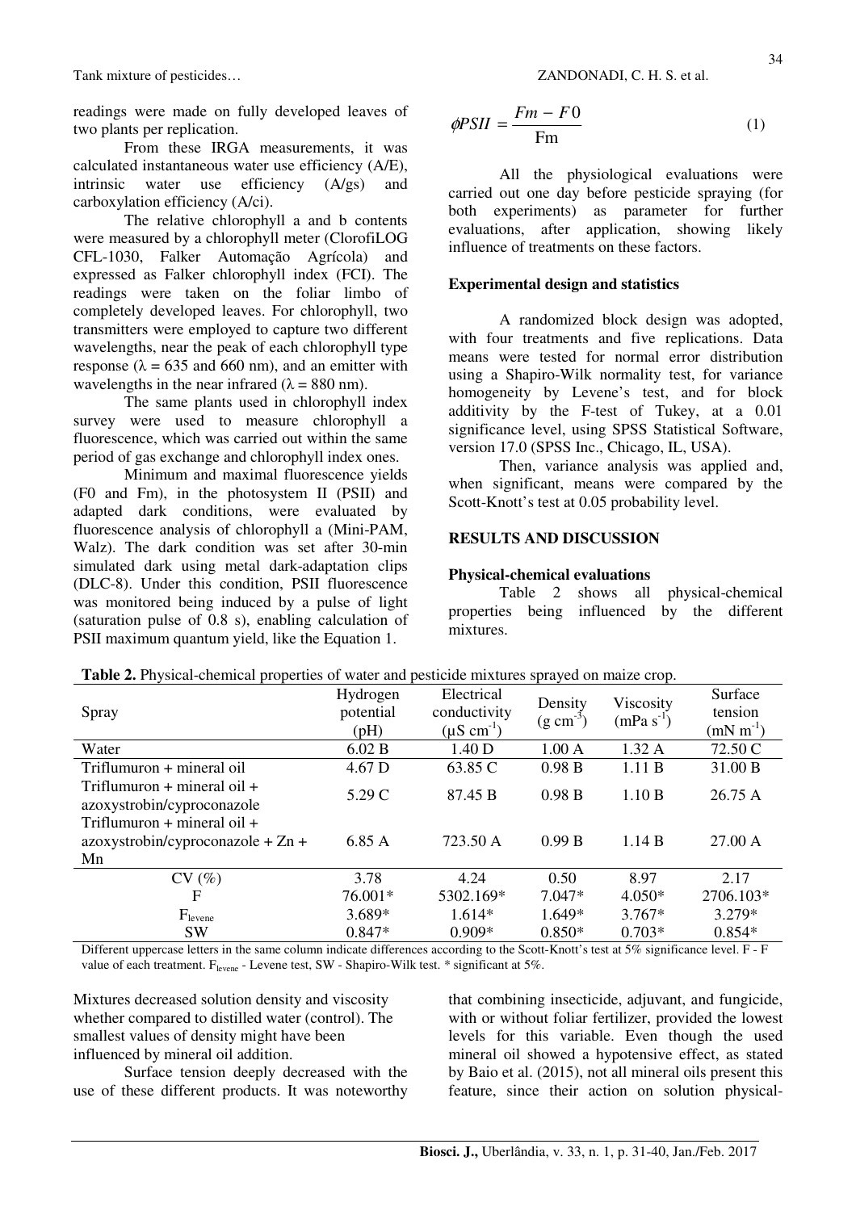readings were made on fully developed leaves of two plants per replication.

From these IRGA measurements, it was calculated instantaneous water use efficiency (A/E), intrinsic water use efficiency (A/gs) and carboxylation efficiency (A/ci).

The relative chlorophyll a and b contents were measured by a chlorophyll meter (ClorofiLOG CFL-1030, Falker Automação Agrícola) and expressed as Falker chlorophyll index (FCI). The readings were taken on the foliar limbo of completely developed leaves. For chlorophyll, two transmitters were employed to capture two different wavelengths, near the peak of each chlorophyll type response ($\lambda$ = 635 and 660 nm), and an emitter with wavelengths in the near infrared ($\lambda$ = 880 nm).

The same plants used in chlorophyll index survey were used to measure chlorophyll a fluorescence, which was carried out within the same period of gas exchange and chlorophyll index ones.

Minimum and maximal fluorescence yields (F0 and Fm), in the photosystem II (PSII) and adapted dark conditions, were evaluated by fluorescence analysis of chlorophyll a (Mini-PAM, Walz). The dark condition was set after 30-min simulated dark using metal dark-adaptation clips (DLC-8). Under this condition, PSII fluorescence was monitored being induced by a pulse of light (saturation pulse of 0.8 s), enabling calculation of PSII maximum quantum yield, like the Equation 1.

$$\phi PSII = \frac{Fm - F0}{\text{Fm}} \quad (1)$$

All the physiological evaluations were carried out one day before pesticide spraying (for both experiments) as parameter for further evaluations, after application, showing likely influence of treatments on these factors.

### Experimental design and statistics

A randomized block design was adopted, with four treatments and five replications. Data means were tested for normal error distribution using a Shapiro-Wilk normality test, for variance homogeneity by Levene's test, and for block additivity by the F-test of Tukey, at a 0.01 significance level, using SPSS Statistical Software, version 17.0 (SPSS Inc., Chicago, IL, USA).

Then, variance analysis was applied and, when significant, means were compared by the Scott-Knott's test at 0.05 probability level.

## RESULTS AND DISCUSSION

### Physical-chemical evaluations

Table 2 shows all physical-chemical properties being influenced by the different mixtures.

**Table 2.** Physical-chemical properties of water and pesticide mixtures sprayed on maize crop.

| Spray | Hydrogen potential (pH) | Electrical conductivity ($\mu S\ cm^{-1}$) | Density ($g\ cm^{-3}$) | Viscosity ($mPa\ s^{-1}$) | Surface tension ($mN\ m^{-1}$) |
|---|---|---|---|---|---|
| Water | 6.02 B | 1.40 D | 1.00 A | 1.32 A | 72.50 C |
| Triflumuron + mineral oil | 4.67 D | 63.85 C | 0.98 B | 1.11 B | 31.00 B |
| Triflumuron + mineral oil + azoxystrobin/cyproconazole | 5.29 C | 87.45 B | 0.98 B | 1.10 B | 26.75 A |
| Triflumuron + mineral oil + azoxystrobin/cyproconazole + Zn + Mn | 6.85 A | 723.50 A | 0.99 B | 1.14 B | 27.00 A |
| CV (%) | 3.78 | 4.24 | 0.50 | 8.97 | 2.17 |
| F | 76.001* | 5302.169* | 7.047* | 4.050* | 2706.103* |
| $F_{levene}$ | 3.689* | 1.614* | 1.649* | 3.767* | 3.279* |
| SW | 0.847* | 0.909* | 0.850* | 0.703* | 0.854* |

Different uppercase letters in the same column indicate differences according to the Scott-Knott's test at 5% significance level. F - F value of each treatment. $F_{levene}$ - Levene test, SW - Shapiro-Wilk test. * significant at 5%.

Mixtures decreased solution density and viscosity whether compared to distilled water (control). The smallest values of density might have been influenced by mineral oil addition.

Surface tension deeply decreased with the use of these different products. It was noteworthy that combining insecticide, adjuvant, and fungicide, with or without foliar fertilizer, provided the lowest levels for this variable. Even though the used mineral oil showed a hypotensive effect, as stated by Baio et al. (2015), not all mineral oils present this feature, since their action on solution physical-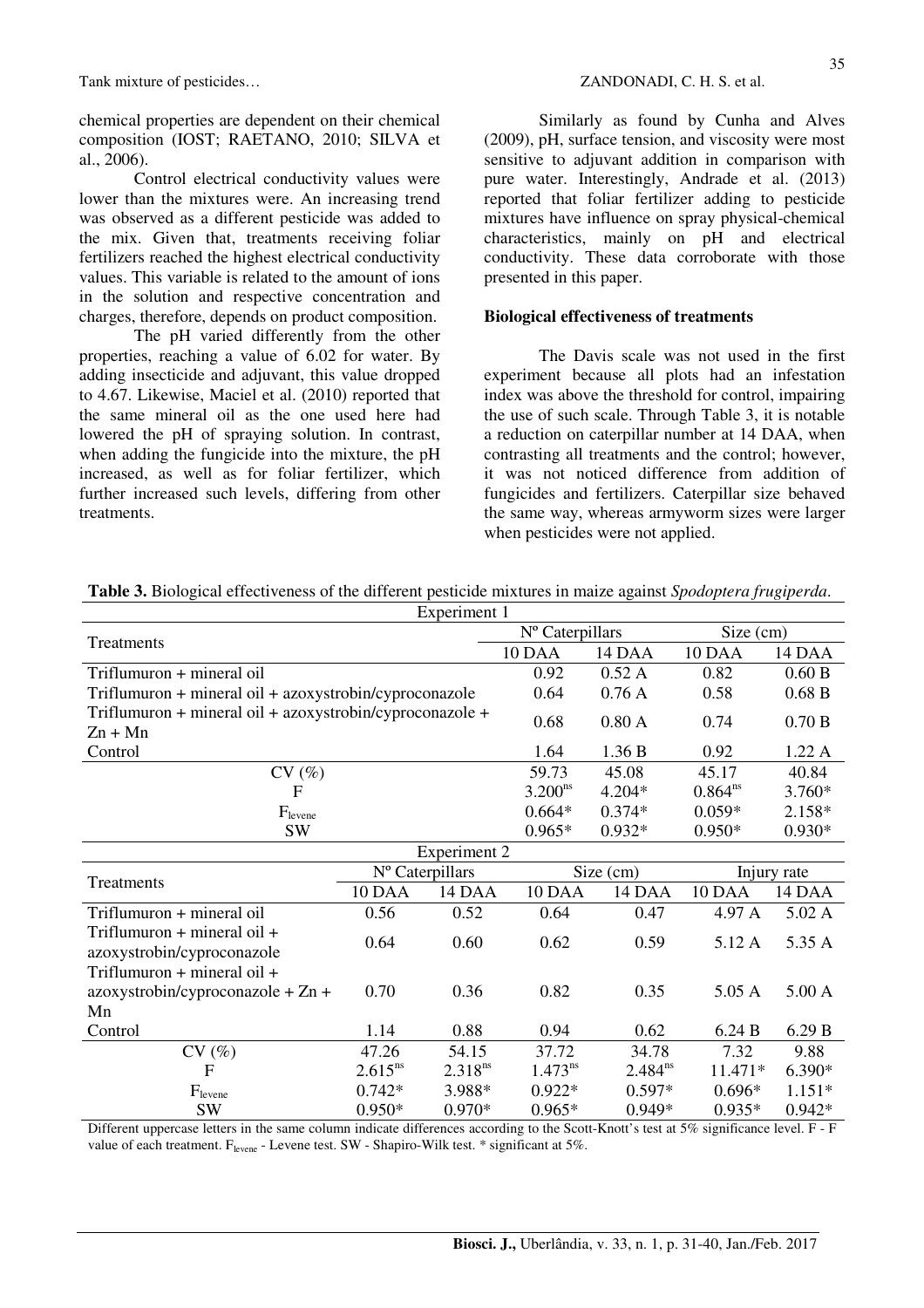chemical properties are dependent on their chemical composition (IOST; RAETANO, 2010; SILVA et al., 2006).

Control electrical conductivity values were lower than the mixtures were. An increasing trend was observed as a different pesticide was added to the mix. Given that, treatments receiving foliar fertilizers reached the highest electrical conductivity values. This variable is related to the amount of ions in the solution and respective concentration and charges, therefore, depends on product composition.

The pH varied differently from the other properties, reaching a value of 6.02 for water. By adding insecticide and adjuvant, this value dropped to 4.67. Likewise, Maciel et al. (2010) reported that the same mineral oil as the one used here had lowered the pH of spraying solution. In contrast, when adding the fungicide into the mixture, the pH increased, as well as for foliar fertilizer, which further increased such levels, differing from other treatments.

Similarly as found by Cunha and Alves (2009), pH, surface tension, and viscosity were most sensitive to adjuvant addition in comparison with pure water. Interestingly, Andrade et al. (2013) reported that foliar fertilizer adding to pesticide mixtures have influence on spray physical-chemical characteristics, mainly on pH and electrical conductivity. These data corroborate with those presented in this paper.

**Biological effectiveness of treatments**

The Davis scale was not used in the first experiment because all plots had an infestation index was above the threshold for control, impairing the use of such scale. Through Table 3, it is notable a reduction on caterpillar number at 14 DAA, when contrasting all treatments and the control; however, it was not noticed difference from addition of fungicides and fertilizers. Caterpillar size behaved the same way, whereas armyworm sizes were larger when pesticides were not applied.

**Table 3.** Biological effectiveness of the different pesticide mixtures in maize against *Spodoptera frugiperda*.

Experiment 1

| Treatments | Nº Caterpillars | | Size (cm) | |
|---|---|---|---|---|
| | 10 DAA | 14 DAA | 10 DAA | 14 DAA |
| Triflumuron + mineral oil | 0.92 | 0.52 A | 0.82 | 0.60 B |
| Triflumuron + mineral oil + azoxystrobin/cyproconazole | 0.64 | 0.76 A | 0.58 | 0.68 B |
| Triflumuron + mineral oil + azoxystrobin/cyproconazole + Zn + Mn | 0.68 | 0.80 A | 0.74 | 0.70 B |
| Control | 1.64 | 1.36 B | 0.92 | 1.22 A |
| CV (%) | 59.73 | 45.08 | 45.17 | 40.84 |
| F | $3.200^{ns}$ | 4.204* | $0.864^{ns}$ | 3.760* |
| $F_{levene}$ | 0.664* | 0.374* | 0.059* | 2.158* |
| SW | 0.965* | 0.932* | 0.950* | 0.930* |

Experiment 2

| Treatments | Nº Caterpillars | | Size (cm) | | Injury rate | |
|---|---|---|---|---|---|---|
| | 10 DAA | 14 DAA | 10 DAA | 14 DAA | 10 DAA | 14 DAA |
| Triflumuron + mineral oil | 0.56 | 0.52 | 0.64 | 0.47 | 4.97 A | 5.02 A |
| Triflumuron + mineral oil + azoxystrobin/cyproconazole | 0.64 | 0.60 | 0.62 | 0.59 | 5.12 A | 5.35 A |
| Triflumuron + mineral oil + azoxystrobin/cyproconazole + Zn + Mn | 0.70 | 0.36 | 0.82 | 0.35 | 5.05 A | 5.00 A |
| Control | 1.14 | 0.88 | 0.94 | 0.62 | 6.24 B | 6.29 B |
| CV (%) | 47.26 | 54.15 | 37.72 | 34.78 | 7.32 | 9.88 |
| F | $2.615^{ns}$ | $2.318^{ns}$ | $1.473^{ns}$ | $2.484^{ns}$ | 11.471* | 6.390* |
| $F_{levene}$ | 0.742* | 3.988* | 0.922* | 0.597* | 0.696* | 1.151* |
| SW | 0.950* | 0.970* | 0.965* | 0.949* | 0.935* | 0.942* |

Different uppercase letters in the same column indicate differences according to the Scott-Knott's test at 5% significance level. F - F value of each treatment. $F_{levene}$ - Levene test. SW - Shapiro-Wilk test. * significant at 5%.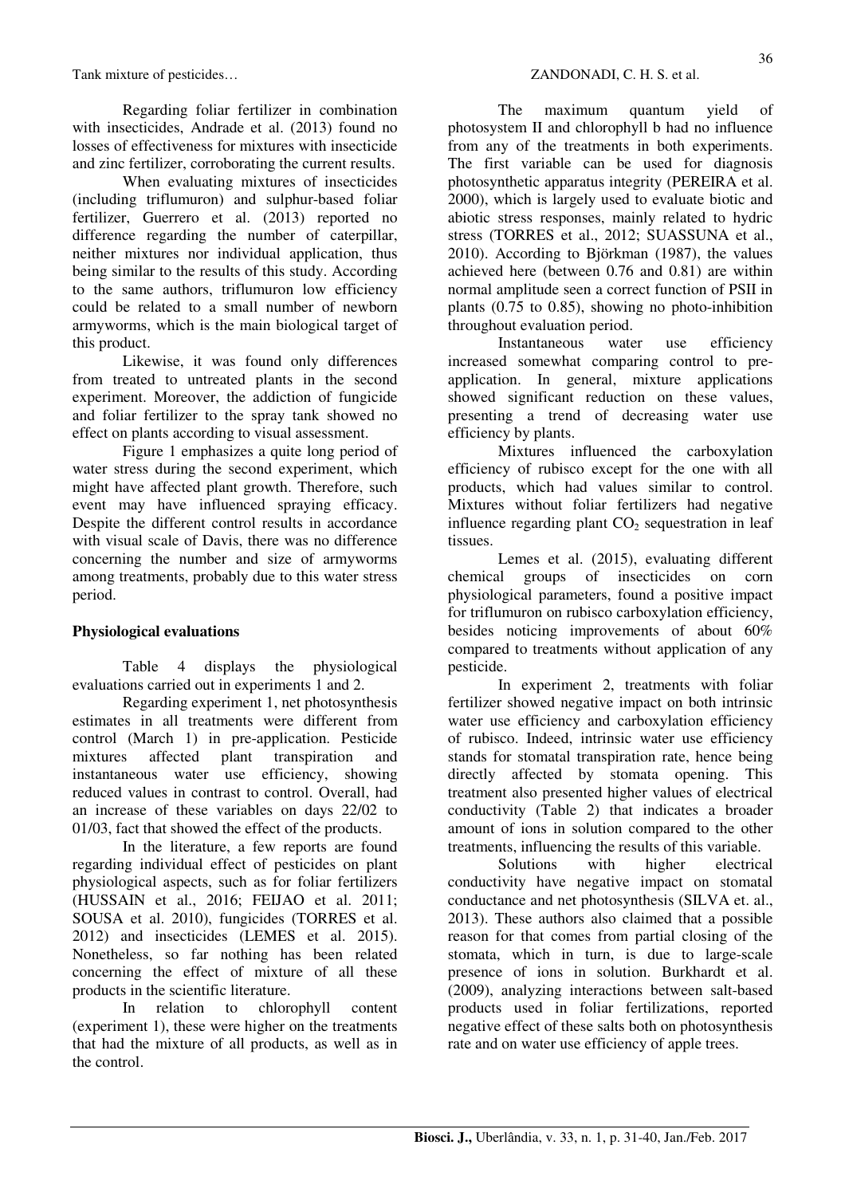Regarding foliar fertilizer in combination with insecticides, Andrade et al. (2013) found no losses of effectiveness for mixtures with insecticide and zinc fertilizer, corroborating the current results.

When evaluating mixtures of insecticides (including triflumuron) and sulphur-based foliar fertilizer, Guerrero et al. (2013) reported no difference regarding the number of caterpillar, neither mixtures nor individual application, thus being similar to the results of this study. According to the same authors, triflumuron low efficiency could be related to a small number of newborn armyworms, which is the main biological target of this product.

Likewise, it was found only differences from treated to untreated plants in the second experiment. Moreover, the addiction of fungicide and foliar fertilizer to the spray tank showed no effect on plants according to visual assessment.

Figure 1 emphasizes a quite long period of water stress during the second experiment, which might have affected plant growth. Therefore, such event may have influenced spraying efficacy. Despite the different control results in accordance with visual scale of Davis, there was no difference concerning the number and size of armyworms among treatments, probably due to this water stress period.

**Physiological evaluations**

Table 4 displays the physiological evaluations carried out in experiments 1 and 2.

Regarding experiment 1, net photosynthesis estimates in all treatments were different from control (March 1) in pre-application. Pesticide mixtures affected plant transpiration and instantaneous water use efficiency, showing reduced values in contrast to control. Overall, had an increase of these variables on days 22/02 to 01/03, fact that showed the effect of the products.

In the literature, a few reports are found regarding individual effect of pesticides on plant physiological aspects, such as for foliar fertilizers (HUSSAIN et al., 2016; FEIJAO et al. 2011; SOUSA et al. 2010), fungicides (TORRES et al. 2012) and insecticides (LEMES et al. 2015). Nonetheless, so far nothing has been related concerning the effect of mixture of all these products in the scientific literature.

In relation to chlorophyll content (experiment 1), these were higher on the treatments that had the mixture of all products, as well as in the control.

The maximum quantum yield of photosystem II and chlorophyll b had no influence from any of the treatments in both experiments. The first variable can be used for diagnosis photosynthetic apparatus integrity (PEREIRA et al. 2000), which is largely used to evaluate biotic and abiotic stress responses, mainly related to hydric stress (TORRES et al., 2012; SUASSUNA et al., 2010). According to Björkman (1987), the values achieved here (between 0.76 and 0.81) are within normal amplitude seen a correct function of PSII in plants (0.75 to 0.85), showing no photo-inhibition throughout evaluation period.

Instantaneous water use efficiency increased somewhat comparing control to pre-application. In general, mixture applications showed significant reduction on these values, presenting a trend of decreasing water use efficiency by plants.

Mixtures influenced the carboxylation efficiency of rubisco except for the one with all products, which had values similar to control. Mixtures without foliar fertilizers had negative influence regarding plant $CO_2$ sequestration in leaf tissues.

Lemes et al. (2015), evaluating different chemical groups of insecticides on corn physiological parameters, found a positive impact for triflumuron on rubisco carboxylation efficiency, besides noticing improvements of about 60% compared to treatments without application of any pesticide.

In experiment 2, treatments with foliar fertilizer showed negative impact on both intrinsic water use efficiency and carboxylation efficiency of rubisco. Indeed, intrinsic water use efficiency stands for stomatal transpiration rate, hence being directly affected by stomata opening. This treatment also presented higher values of electrical conductivity (Table 2) that indicates a broader amount of ions in solution compared to the other treatments, influencing the results of this variable.

Solutions with higher electrical conductivity have negative impact on stomatal conductance and net photosynthesis (SILVA et. al., 2013). These authors also claimed that a possible reason for that comes from partial closing of the stomata, which in turn, is due to large-scale presence of ions in solution. Burkhardt et al. (2009), analyzing interactions between salt-based products used in foliar fertilizations, reported negative effect of these salts both on photosynthesis rate and on water use efficiency of apple trees.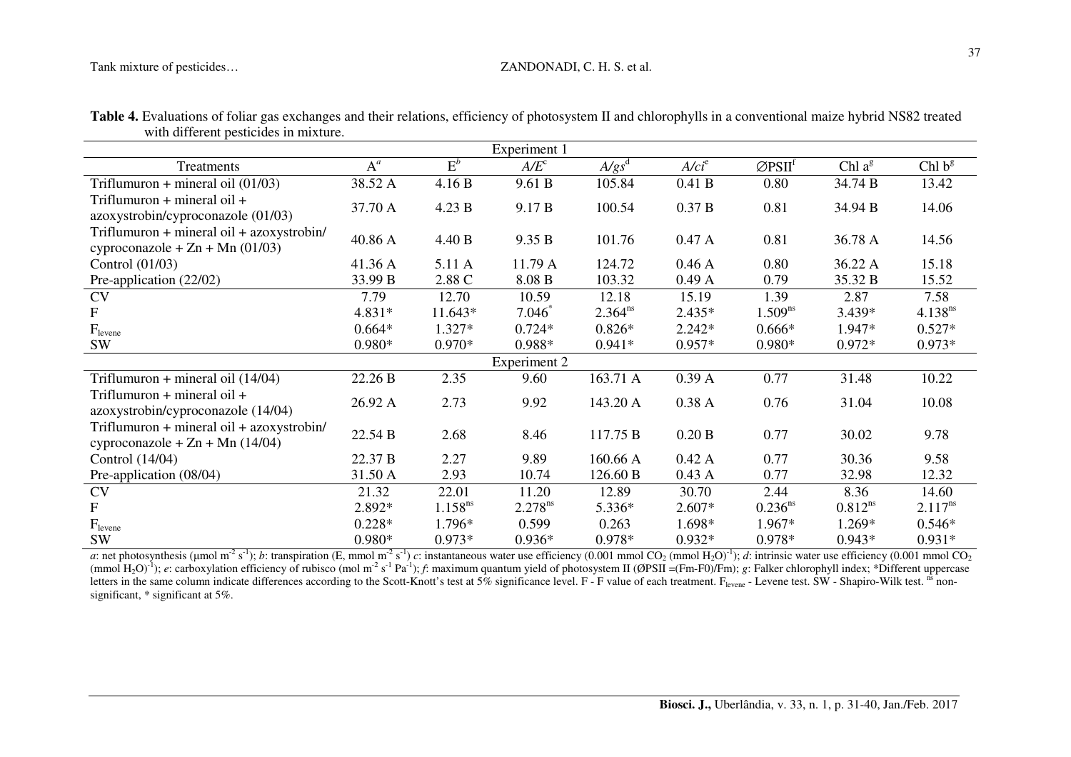**Table 4.** Evaluations of foliar gas exchanges and their relations, efficiency of photosystem II and chlorophylls in a conventional maize hybrid NS82 treated with different pesticides in mixture.

| Treatments | A[a] | E[b] | *A/E*[c] | *A/gs*[d] | *A/ci*[e] | ∅PSII[f] | Chl a[g] | Chl b[g] |
|---|---|---|---|---|---|---|---|---|
| Experiment 1 | | | | | | | | |
| Triflumuron + mineral oil (01/03) | 38.52 A | 4.16 B | 9.61 B | 105.84 | 0.41 B | 0.80 | 34.74 B | 13.42 |
| Triflumuron + mineral oil + azoxystrobin/cyproconazole (01/03) | 37.70 A | 4.23 B | 9.17 B | 100.54 | 0.37 B | 0.81 | 34.94 B | 14.06 |
| Triflumuron + mineral oil + azoxystrobin/ cyproconazole + Zn + Mn (01/03) | 40.86 A | 4.40 B | 9.35 B | 101.76 | 0.47 A | 0.81 | 36.78 A | 14.56 |
| Control (01/03) | 41.36 A | 5.11 A | 11.79 A | 124.72 | 0.46 A | 0.80 | 36.22 A | 15.18 |
| Pre-application (22/02) | 33.99 B | 2.88 C | 8.08 B | 103.32 | 0.49 A | 0.79 | 35.32 B | 15.52 |
| CV | 7.79 | 12.70 | 10.59 | 12.18 | 15.19 | 1.39 | 2.87 | 7.58 |
| F | 4.831* | 11.643* | 7.046* | 2.364[ns] | 2.435* | 1.509[ns] | 3.439* | 4.138[ns] |
| $F_{levene}$ | 0.664* | 1.327* | 0.724* | 0.826* | 2.242* | 0.666* | 1.947* | 0.527* |
| SW | 0.980* | 0.970* | 0.988* | 0.941* | 0.957* | 0.980* | 0.972* | 0.973* |
| Experiment 2 | | | | | | | | |
| Triflumuron + mineral oil (14/04) | 22.26 B | 2.35 | 9.60 | 163.71 A | 0.39 A | 0.77 | 31.48 | 10.22 |
| Triflumuron + mineral oil + azoxystrobin/cyproconazole (14/04) | 26.92 A | 2.73 | 9.92 | 143.20 A | 0.38 A | 0.76 | 31.04 | 10.08 |
| Triflumuron + mineral oil + azoxystrobin/ cyproconazole + Zn + Mn (14/04) | 22.54 B | 2.68 | 8.46 | 117.75 B | 0.20 B | 0.77 | 30.02 | 9.78 |
| Control (14/04) | 22.37 B | 2.27 | 9.89 | 160.66 A | 0.42 A | 0.77 | 30.36 | 9.58 |
| Pre-application (08/04) | 31.50 A | 2.93 | 10.74 | 126.60 B | 0.43 A | 0.77 | 32.98 | 12.32 |
| CV | 21.32 | 22.01 | 11.20 | 12.89 | 30.70 | 2.44 | 8.36 | 14.60 |
| F | 2.892* | 1.158[ns] | 2.278[ns] | 5.336* | 2.607* | 0.236[ns] | 0.812[ns] | 2.117[ns] |
| $F_{levene}$ | 0.228* | 1.796* | 0.599 | 0.263 | 1.698* | 1.967* | 1.269* | 0.546* |
| SW | 0.980* | 0.973* | 0.936* | 0.978* | 0.932* | 0.978* | 0.943* | 0.931* |

*a*: net photosynthesis (μmol $m^{-2}$ $s^{-1}$); *b*: transpiration (E, mmol $m^{-2}$ $s^{-1}$) *c*: instantaneous water use efficiency (0.001 mmol $CO_2$ (mmol $H_2O$)$^{-1}$); *d*: intrinsic water use efficiency (0.001 mmol $CO_2$ (mmol $H_2O$)$^{-1}$); *e*: carboxylation efficiency of rubisco (mol $m^{-2}$ $s^{-1}$ $Pa^{-1}$); *f*: maximum quantum yield of photosystem II (ØPSII =(Fm-F0)/Fm); *g*: Falker chlorophyll index; *Different uppercase letters in the same column indicate differences according to the Scott-Knott's test at 5% significance level. F - F value of each treatment. $F_{levene}$ - Levene test. SW - Shapiro-Wilk test. [ns] non-significant, * significant at 5%.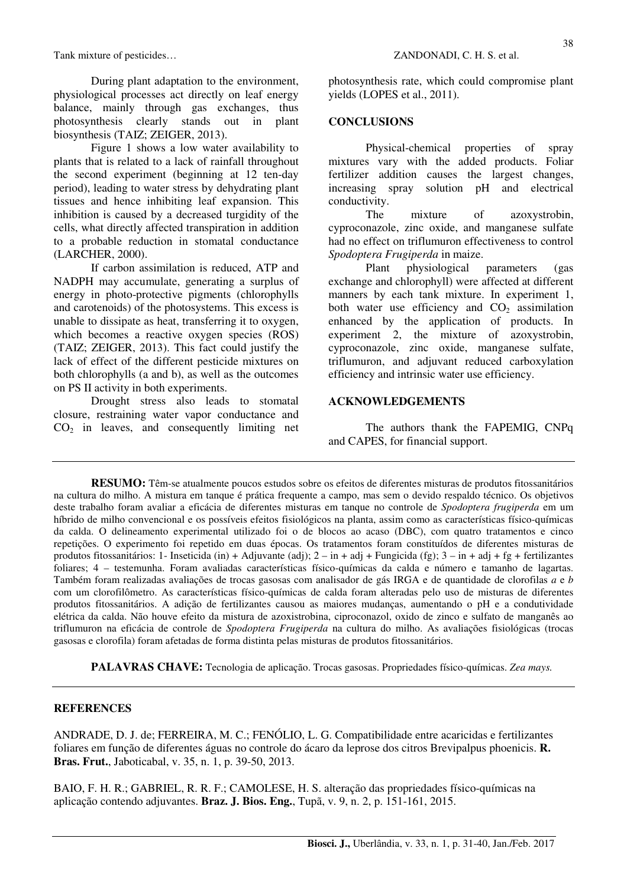During plant adaptation to the environment, physiological processes act directly on leaf energy balance, mainly through gas exchanges, thus photosynthesis clearly stands out in plant biosynthesis (TAIZ; ZEIGER, 2013).

Figure 1 shows a low water availability to plants that is related to a lack of rainfall throughout the second experiment (beginning at 12 ten-day period), leading to water stress by dehydrating plant tissues and hence inhibiting leaf expansion. This inhibition is caused by a decreased turgidity of the cells, what directly affected transpiration in addition to a probable reduction in stomatal conductance (LARCHER, 2000).

If carbon assimilation is reduced, ATP and NADPH may accumulate, generating a surplus of energy in photo-protective pigments (chlorophylls and carotenoids) of the photosystems. This excess is unable to dissipate as heat, transferring it to oxygen, which becomes a reactive oxygen species (ROS) (TAIZ; ZEIGER, 2013). This fact could justify the lack of effect of the different pesticide mixtures on both chlorophylls (a and b), as well as the outcomes on PS II activity in both experiments.

Drought stress also leads to stomatal closure, restraining water vapor conductance and $CO_2$ in leaves, and consequently limiting net photosynthesis rate, which could compromise plant yields (LOPES et al., 2011).

## CONCLUSIONS

Physical-chemical properties of spray mixtures vary with the added products. Foliar fertilizer addition causes the largest changes, increasing spray solution pH and electrical conductivity.

The mixture of azoxystrobin, cyproconazole, zinc oxide, and manganese sulfate had no effect on triflumuron effectiveness to control *Spodoptera Frugiperda* in maize.

Plant physiological parameters (gas exchange and chlorophyll) were affected at different manners by each tank mixture. In experiment 1, both water use efficiency and $CO_2$ assimilation enhanced by the application of products. In experiment 2, the mixture of azoxystrobin, cyproconazole, zinc oxide, manganese sulfate, triflumuron, and adjuvant reduced carboxylation efficiency and intrinsic water use efficiency.

## ACKNOWLEDGEMENTS

The authors thank the FAPEMIG, CNPq and CAPES, for financial support.

---

**RESUMO:** Têm-se atualmente poucos estudos sobre os efeitos de diferentes misturas de produtos fitossanitários na cultura do milho. A mistura em tanque é prática frequente a campo, mas sem o devido respaldo técnico. Os objetivos deste trabalho foram avaliar a eficácia de diferentes misturas em tanque no controle de *Spodoptera frugiperda* em um híbrido de milho convencional e os possíveis efeitos fisiológicos na planta, assim como as características físico-químicas da calda. O delineamento experimental utilizado foi o de blocos ao acaso (DBC), com quatro tratamentos e cinco repetições. O experimento foi repetido em duas épocas. Os tratamentos foram constituídos de diferentes misturas de produtos fitossanitários: 1- Inseticida (in) + Adjuvante (adj); 2 – in + adj + Fungicida (fg); 3 – in + adj + fg + fertilizantes foliares; 4 – testemunha. Foram avaliadas características físico-químicas da calda e número e tamanho de lagartas. Também foram realizadas avaliações de trocas gasosas com analisador de gás IRGA e de quantidade de clorofilas *a* e *b* com um clorofilômetro. As características físico-químicas de calda foram alteradas pelo uso de misturas de diferentes produtos fitossanitários. A adição de fertilizantes causou as maiores mudanças, aumentando o pH e a condutividade elétrica da calda. Não houve efeito da mistura de azoxistrobina, ciproconazol, oxido de zinco e sulfato de manganês ao triflumuron na eficácia de controle de *Spodoptera Frugiperda* na cultura do milho. As avaliações fisiológicas (trocas gasosas e clorofila) foram afetadas de forma distinta pelas misturas de produtos fitossanitários.

**PALAVRAS CHAVE:** Tecnologia de aplicação. Trocas gasosas. Propriedades físico-químicas. *Zea mays.*

---

## REFERENCES

ANDRADE, D. J. de; FERREIRA, M. C.; FENÓLIO, L. G. Compatibilidade entre acaricidas e fertilizantes foliares em função de diferentes águas no controle do ácaro da leprose dos citros Brevipalpus phoenicis. **R. Bras. Frut.**, Jaboticabal, v. 35, n. 1, p. 39-50, 2013.

BAIO, F. H. R.; GABRIEL, R. R. F.; CAMOLESE, H. S. alteração das propriedades físico-químicas na aplicação contendo adjuvantes. **Braz. J. Bios. Eng.**, Tupã, v. 9, n. 2, p. 151-161, 2015.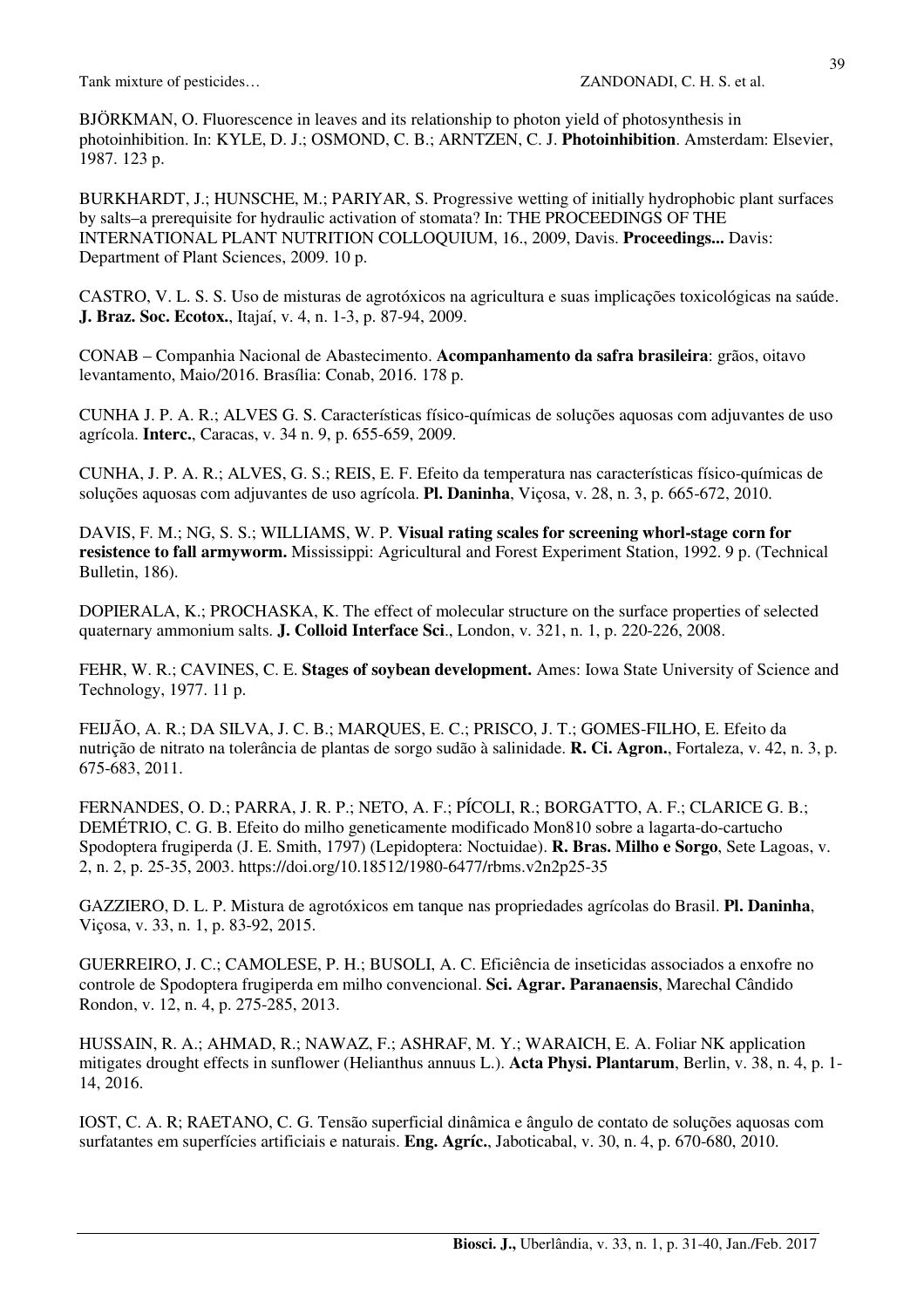BJÖRKMAN, O. Fluorescence in leaves and its relationship to photon yield of photosynthesis in photoinhibition. In: KYLE, D. J.; OSMOND, C. B.; ARNTZEN, C. J. **Photoinhibition**. Amsterdam: Elsevier, 1987. 123 p.

BURKHARDT, J.; HUNSCHE, M.; PARIYAR, S. Progressive wetting of initially hydrophobic plant surfaces by salts–a prerequisite for hydraulic activation of stomata? In: THE PROCEEDINGS OF THE INTERNATIONAL PLANT NUTRITION COLLOQUIUM, 16., 2009, Davis. **Proceedings...** Davis: Department of Plant Sciences, 2009. 10 p.

CASTRO, V. L. S. S. Uso de misturas de agrotóxicos na agricultura e suas implicações toxicológicas na saúde. **J. Braz. Soc. Ecotox.**, Itajaí, v. 4, n. 1-3, p. 87-94, 2009.

CONAB – Companhia Nacional de Abastecimento. **Acompanhamento da safra brasileira**: grãos, oitavo levantamento, Maio/2016. Brasília: Conab, 2016. 178 p.

CUNHA J. P. A. R.; ALVES G. S. Características físico-químicas de soluções aquosas com adjuvantes de uso agrícola. **Interc.**, Caracas, v. 34 n. 9, p. 655-659, 2009.

CUNHA, J. P. A. R.; ALVES, G. S.; REIS, E. F. Efeito da temperatura nas características físico-químicas de soluções aquosas com adjuvantes de uso agrícola. **Pl. Daninha**, Viçosa, v. 28, n. 3, p. 665-672, 2010.

DAVIS, F. M.; NG, S. S.; WILLIAMS, W. P. **Visual rating scales for screening whorl-stage corn for resistence to fall armyworm.** Mississippi: Agricultural and Forest Experiment Station, 1992. 9 p. (Technical Bulletin, 186).

DOPIERALA, K.; PROCHASKA, K. The effect of molecular structure on the surface properties of selected quaternary ammonium salts. **J. Colloid Interface Sci**., London, v. 321, n. 1, p. 220-226, 2008.

FEHR, W. R.; CAVINES, C. E. **Stages of soybean development.** Ames: Iowa State University of Science and Technology, 1977. 11 p.

FEIJÃO, A. R.; DA SILVA, J. C. B.; MARQUES, E. C.; PRISCO, J. T.; GOMES-FILHO, E. Efeito da nutrição de nitrato na tolerância de plantas de sorgo sudão à salinidade. **R. Ci. Agron.**, Fortaleza, v. 42, n. 3, p. 675-683, 2011.

FERNANDES, O. D.; PARRA, J. R. P.; NETO, A. F.; PÍCOLI, R.; BORGATTO, A. F.; CLARICE G. B.; DEMÉTRIO, C. G. B. Efeito do milho geneticamente modificado Mon810 sobre a lagarta-do-cartucho Spodoptera frugiperda (J. E. Smith, 1797) (Lepidoptera: Noctuidae). **R. Bras. Milho e Sorgo**, Sete Lagoas, v. 2, n. 2, p. 25-35, 2003. https://doi.org/10.18512/1980-6477/rbms.v2n2p25-35

GAZZIERO, D. L. P. Mistura de agrotóxicos em tanque nas propriedades agrícolas do Brasil. **Pl. Daninha**, Viçosa, v. 33, n. 1, p. 83-92, 2015.

GUERREIRO, J. C.; CAMOLESE, P. H.; BUSOLI, A. C. Eficiência de inseticidas associados a enxofre no controle de Spodoptera frugiperda em milho convencional. **Sci. Agrar. Paranaensis**, Marechal Cândido Rondon, v. 12, n. 4, p. 275-285, 2013.

HUSSAIN, R. A.; AHMAD, R.; NAWAZ, F.; ASHRAF, M. Y.; WARAICH, E. A. Foliar NK application mitigates drought effects in sunflower (Helianthus annuus L.). **Acta Physi. Plantarum**, Berlin, v. 38, n. 4, p. 1-14, 2016.

IOST, C. A. R; RAETANO, C. G. Tensão superficial dinâmica e ângulo de contato de soluções aquosas com surfatantes em superfícies artificiais e naturais. **Eng. Agríc.**, Jaboticabal, v. 30, n. 4, p. 670-680, 2010.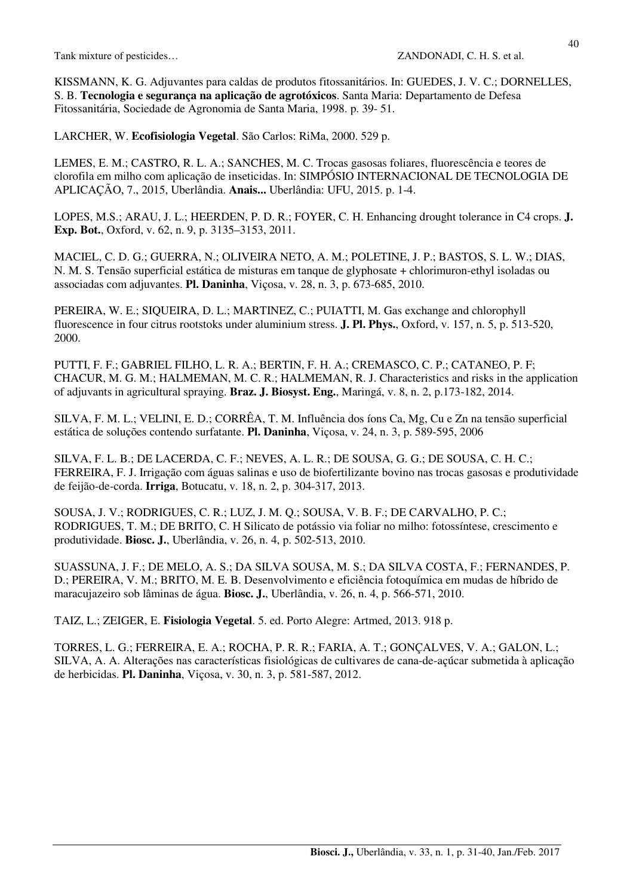KISSMANN, K. G. Adjuvantes para caldas de produtos fitossanitários. In: GUEDES, J. V. C.; DORNELLES, S. B. **Tecnologia e segurança na aplicação de agrotóxicos**. Santa Maria: Departamento de Defesa Fitossanitária, Sociedade de Agronomia de Santa Maria, 1998. p. 39- 51.

LARCHER, W. **Ecofisiologia Vegetal**. São Carlos: RiMa, 2000. 529 p.

LEMES, E. M.; CASTRO, R. L. A.; SANCHES, M. C. Trocas gasosas foliares, fluorescência e teores de clorofila em milho com aplicação de inseticidas. In: SIMPÓSIO INTERNACIONAL DE TECNOLOGIA DE APLICAÇÃO, 7., 2015, Uberlândia. **Anais...** Uberlândia: UFU, 2015. p. 1-4.

LOPES, M.S.; ARAU, J. L.; HEERDEN, P. D. R.; FOYER, C. H. Enhancing drought tolerance in C4 crops. **J. Exp. Bot.**, Oxford, v. 62, n. 9, p. 3135–3153, 2011.

MACIEL, C. D. G.; GUERRA, N.; OLIVEIRA NETO, A. M.; POLETINE, J. P.; BASTOS, S. L. W.; DIAS, N. M. S. Tensão superficial estática de misturas em tanque de glyphosate + chlorimuron-ethyl isoladas ou associadas com adjuvantes. **Pl. Daninha**, Viçosa, v. 28, n. 3, p. 673-685, 2010.

PEREIRA, W. E.; SIQUEIRA, D. L.; MARTINEZ, C.; PUIATTI, M. Gas exchange and chlorophyll fluorescence in four citrus rootstoks under aluminium stress. **J. Pl. Phys.**, Oxford, v. 157, n. 5, p. 513-520, 2000.

PUTTI, F. F.; GABRIEL FILHO, L. R. A.; BERTIN, F. H. A.; CREMASCO, C. P.; CATANEO, P. F; CHACUR, M. G. M.; HALMEMAN, M. C. R.; HALMEMAN, R. J. Characteristics and risks in the application of adjuvants in agricultural spraying. **Braz. J. Biosyst. Eng.**, Maringá, v. 8, n. 2, p.173-182, 2014.

SILVA, F. M. L.; VELINI, E. D.; CORRÊA, T. M. Influência dos íons Ca, Mg, Cu e Zn na tensão superficial estática de soluções contendo surfatante. **Pl. Daninha**, Viçosa, v. 24, n. 3, p. 589-595, 2006

SILVA, F. L. B.; DE LACERDA, C. F.; NEVES, A. L. R.; DE SOUSA, G. G.; DE SOUSA, C. H. C.; FERREIRA, F. J. Irrigação com águas salinas e uso de biofertilizante bovino nas trocas gasosas e produtividade de feijão-de-corda. **Irriga**, Botucatu, v. 18, n. 2, p. 304-317, 2013.

SOUSA, J. V.; RODRIGUES, C. R.; LUZ, J. M. Q.; SOUSA, V. B. F.; DE CARVALHO, P. C.; RODRIGUES, T. M.; DE BRITO, C. H Silicato de potássio via foliar no milho: fotossíntese, crescimento e produtividade. **Biosc. J.**, Uberlândia, v. 26, n. 4, p. 502-513, 2010.

SUASSUNA, J. F.; DE MELO, A. S.; DA SILVA SOUSA, M. S.; DA SILVA COSTA, F.; FERNANDES, P. D.; PEREIRA, V. M.; BRITO, M. E. B. Desenvolvimento e eficiência fotoquímica em mudas de híbrido de maracujazeiro sob lâminas de água. **Biosc. J.**, Uberlândia, v. 26, n. 4, p. 566-571, 2010.

TAIZ, L.; ZEIGER, E. **Fisiologia Vegetal**. 5. ed. Porto Alegre: Artmed, 2013. 918 p.

TORRES, L. G.; FERREIRA, E. A.; ROCHA, P. R. R.; FARIA, A. T.; GONÇALVES, V. A.; GALON, L.; SILVA, A. A. Alterações nas características fisiológicas de cultivares de cana-de-açúcar submetida à aplicação de herbicidas. **Pl. Daninha**, Viçosa, v. 30, n. 3, p. 581-587, 2012.